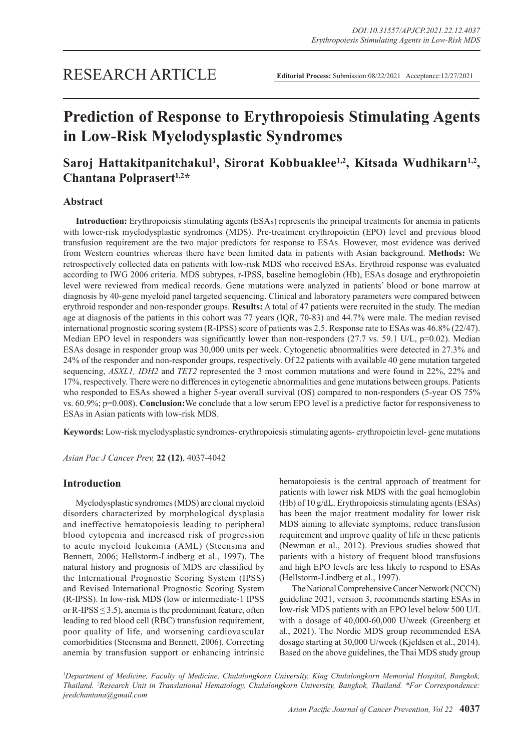RESEARCH ARTICLE

**Editorial Process:** Submission:08/22/2021 Acceptance:12/27/2021

# Prediction of Response to Erythropoiesis Stimulating Agents in Low-Risk Myelodysplastic Syndromes

**Saroj Hattakitpanitchakul[1], Sirorat Kobbuaklee[1,2], Kitsada Wudhikarn[1,2], Chantana Polprasert[1,2]***

## Abstract

**Introduction:** Erythropoiesis stimulating agents (ESAs) represents the principal treatments for anemia in patients with lower-risk myelodysplastic syndromes (MDS). Pre-treatment erythropoietin (EPO) level and previous blood transfusion requirement are the two major predictors for response to ESAs. However, most evidence was derived from Western countries whereas there have been limited data in patients with Asian background. **Methods:** We retrospectively collected data on patients with low-risk MDS who received ESAs. Erythroid response was evaluated according to IWG 2006 criteria. MDS subtypes, r-IPSS, baseline hemoglobin (Hb), ESAs dosage and erythropoietin level were reviewed from medical records. Gene mutations were analyzed in patients' blood or bone marrow at diagnosis by 40-gene myeloid panel targeted sequencing. Clinical and laboratory parameters were compared between erythroid responder and non-responder groups. **Results:** A total of 47 patients were recruited in the study. The median age at diagnosis of the patients in this cohort was 77 years (IQR, 70-83) and 44.7% were male. The median revised international prognostic scoring system (R-IPSS) score of patients was 2.5. Response rate to ESAs was 46.8% (22/47). Median EPO level in responders was significantly lower than non-responders (27.7 vs. 59.1 U/L, p=0.02). Median ESAs dosage in responder group was 30,000 units per week. Cytogenetic abnormalities were detected in 27.3% and 24% of the responder and non-responder groups, respectively. Of 22 patients with available 40 gene mutation targeted sequencing, *ASXL1, IDH2* and *TET2* represented the 3 most common mutations and were found in 22%, 22% and 17%, respectively. There were no differences in cytogenetic abnormalities and gene mutations between groups. Patients who responded to ESAs showed a higher 5-year overall survival (OS) compared to non-responders (5-year OS 75% vs. 60.9%; p=0.008). **Conclusion:** We conclude that a low serum EPO level is a predictive factor for responsiveness to ESAs in Asian patients with low-risk MDS.

**Keywords:** Low-risk myelodysplastic syndromes- erythropoiesis stimulating agents- erythropoietin level- gene mutations

*Asian Pac J Cancer Prev,* **22 (12)**, 4037-4042

## Introduction

Myelodysplastic syndromes (MDS) are clonal myeloid disorders characterized by morphological dysplasia and ineffective hematopoiesis leading to peripheral blood cytopenia and increased risk of progression to acute myeloid leukemia (AML) (Steensma and Bennett, 2006; Hellstorm-Lindberg et al., 1997). The natural history and prognosis of MDS are classified by the International Prognostic Scoring System (IPSS) and Revised International Prognostic Scoring System (R-IPSS). In low-risk MDS (low or intermediate-1 IPSS or R-IPSS ≤ 3.5), anemia is the predominant feature, often leading to red blood cell (RBC) transfusion requirement, poor quality of life, and worsening cardiovascular comorbidities (Steensma and Bennett, 2006). Correcting anemia by transfusion support or enhancing intrinsic hematopoiesis is the central approach of treatment for patients with lower risk MDS with the goal hemoglobin (Hb) of 10 g/dL. Erythropoiesis stimulating agents (ESAs) has been the major treatment modality for lower risk MDS aiming to alleviate symptoms, reduce transfusion requirement and improve quality of life in these patients (Newman et al., 2012). Previous studies showed that patients with a history of frequent blood transfusions and high EPO levels are less likely to respond to ESAs (Hellstorm-Lindberg et al., 1997).

The National Comprehensive Cancer Network (NCCN) guideline 2021, version 3, recommends starting ESAs in low-risk MDS patients with an EPO level below 500 U/L with a dosage of 40,000-60,000 U/week (Greenberg et al., 2021). The Nordic MDS group recommended ESA dosage starting at 30,000 U/week (Kjeldsen et al., 2014). Based on the above guidelines, the Thai MDS study group

[1]Department of Medicine, Faculty of Medicine, Chulalongkorn University, King Chulalongkorn Memorial Hospital, Bangkok, Thailand. [2]Research Unit in Translational Hematology, Chulalongkorn University, Bangkok, Thailand. *For Correspondence: jeedchantana@gmail.com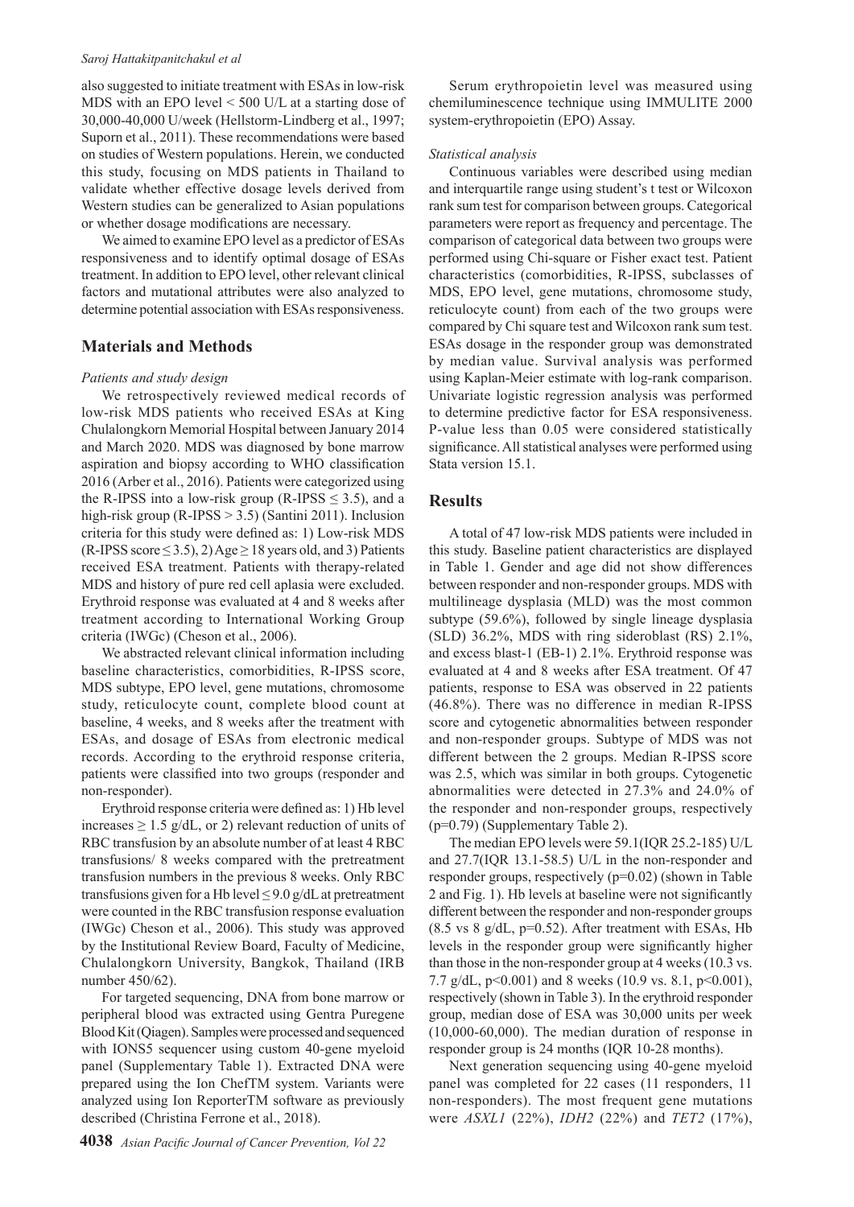also suggested to initiate treatment with ESAs in low-risk MDS with an EPO level < 500 U/L at a starting dose of 30,000-40,000 U/week (Hellstorm-Lindberg et al., 1997; Suporn et al., 2011). These recommendations were based on studies of Western populations. Herein, we conducted this study, focusing on MDS patients in Thailand to validate whether effective dosage levels derived from Western studies can be generalized to Asian populations or whether dosage modifications are necessary.

We aimed to examine EPO level as a predictor of ESAs responsiveness and to identify optimal dosage of ESAs treatment. In addition to EPO level, other relevant clinical factors and mutational attributes were also analyzed to determine potential association with ESAs responsiveness.

## Materials and Methods

### *Patients and study design*

We retrospectively reviewed medical records of low-risk MDS patients who received ESAs at King Chulalongkorn Memorial Hospital between January 2014 and March 2020. MDS was diagnosed by bone marrow aspiration and biopsy according to WHO classification 2016 (Arber et al., 2016). Patients were categorized using the R-IPSS into a low-risk group (R-IPSS ≤ 3.5), and a high-risk group (R-IPSS > 3.5) (Santini 2011). Inclusion criteria for this study were defined as: 1) Low-risk MDS (R-IPSS score ≤ 3.5), 2) Age ≥ 18 years old, and 3) Patients received ESA treatment. Patients with therapy-related MDS and history of pure red cell aplasia were excluded. Erythroid response was evaluated at 4 and 8 weeks after treatment according to International Working Group criteria (IWGc) (Cheson et al., 2006).

We abstracted relevant clinical information including baseline characteristics, comorbidities, R-IPSS score, MDS subtype, EPO level, gene mutations, chromosome study, reticulocyte count, complete blood count at baseline, 4 weeks, and 8 weeks after the treatment with ESAs, and dosage of ESAs from electronic medical records. According to the erythroid response criteria, patients were classified into two groups (responder and non-responder).

Erythroid response criteria were defined as: 1) Hb level increases ≥ 1.5 g/dL, or 2) relevant reduction of units of RBC transfusion by an absolute number of at least 4 RBC transfusions/ 8 weeks compared with the pretreatment transfusion numbers in the previous 8 weeks. Only RBC transfusions given for a Hb level ≤ 9.0 g/dL at pretreatment were counted in the RBC transfusion response evaluation (IWGc) Cheson et al., 2006). This study was approved by the Institutional Review Board, Faculty of Medicine, Chulalongkorn University, Bangkok, Thailand (IRB number 450/62).

For targeted sequencing, DNA from bone marrow or peripheral blood was extracted using Gentra Puregene Blood Kit (Qiagen). Samples were processed and sequenced with IONS5 sequencer using custom 40-gene myeloid panel (Supplementary Table 1). Extracted DNA were prepared using the Ion ChefTM system. Variants were analyzed using Ion ReporterTM software as previously described (Christina Ferrone et al., 2018).

Serum erythropoietin level was measured using chemiluminescence technique using IMMULITE 2000 system-erythropoietin (EPO) Assay.

### *Statistical analysis*

Continuous variables were described using median and interquartile range using student's t test or Wilcoxon rank sum test for comparison between groups. Categorical parameters were report as frequency and percentage. The comparison of categorical data between two groups were performed using Chi-square or Fisher exact test. Patient characteristics (comorbidities, R-IPSS, subclasses of MDS, EPO level, gene mutations, chromosome study, reticulocyte count) from each of the two groups were compared by Chi square test and Wilcoxon rank sum test. ESAs dosage in the responder group was demonstrated by median value. Survival analysis was performed using Kaplan-Meier estimate with log-rank comparison. Univariate logistic regression analysis was performed to determine predictive factor for ESA responsiveness. P-value less than 0.05 were considered statistically significance. All statistical analyses were performed using Stata version 15.1.

## Results

A total of 47 low-risk MDS patients were included in this study. Baseline patient characteristics are displayed in Table 1. Gender and age did not show differences between responder and non-responder groups. MDS with multilineage dysplasia (MLD) was the most common subtype (59.6%), followed by single lineage dysplasia (SLD) 36.2%, MDS with ring sideroblast (RS) 2.1%, and excess blast-1 (EB-1) 2.1%. Erythroid response was evaluated at 4 and 8 weeks after ESA treatment. Of 47 patients, response to ESA was observed in 22 patients (46.8%). There was no difference in median R-IPSS score and cytogenetic abnormalities between responder and non-responder groups. Subtype of MDS was not different between the 2 groups. Median R-IPSS score was 2.5, which was similar in both groups. Cytogenetic abnormalities were detected in 27.3% and 24.0% of the responder and non-responder groups, respectively (p=0.79) (Supplementary Table 2).

The median EPO levels were 59.1(IQR 25.2-185) U/L and 27.7(IQR 13.1-58.5) U/L in the non-responder and responder groups, respectively (p=0.02) (shown in Table 2 and Fig. 1). Hb levels at baseline were not significantly different between the responder and non-responder groups (8.5 vs 8 g/dL, p=0.52). After treatment with ESAs, Hb levels in the responder group were significantly higher than those in the non-responder group at 4 weeks (10.3 vs. 7.7 g/dL, p<0.001) and 8 weeks (10.9 vs. 8.1, p<0.001), respectively (shown in Table 3). In the erythroid responder group, median dose of ESA was 30,000 units per week (10,000-60,000). The median duration of response in responder group is 24 months (IQR 10-28 months).

Next generation sequencing using 40-gene myeloid panel was completed for 22 cases (11 responders, 11 non-responders). The most frequent gene mutations were *ASXL1* (22%), *IDH2* (22%) and *TET2* (17%),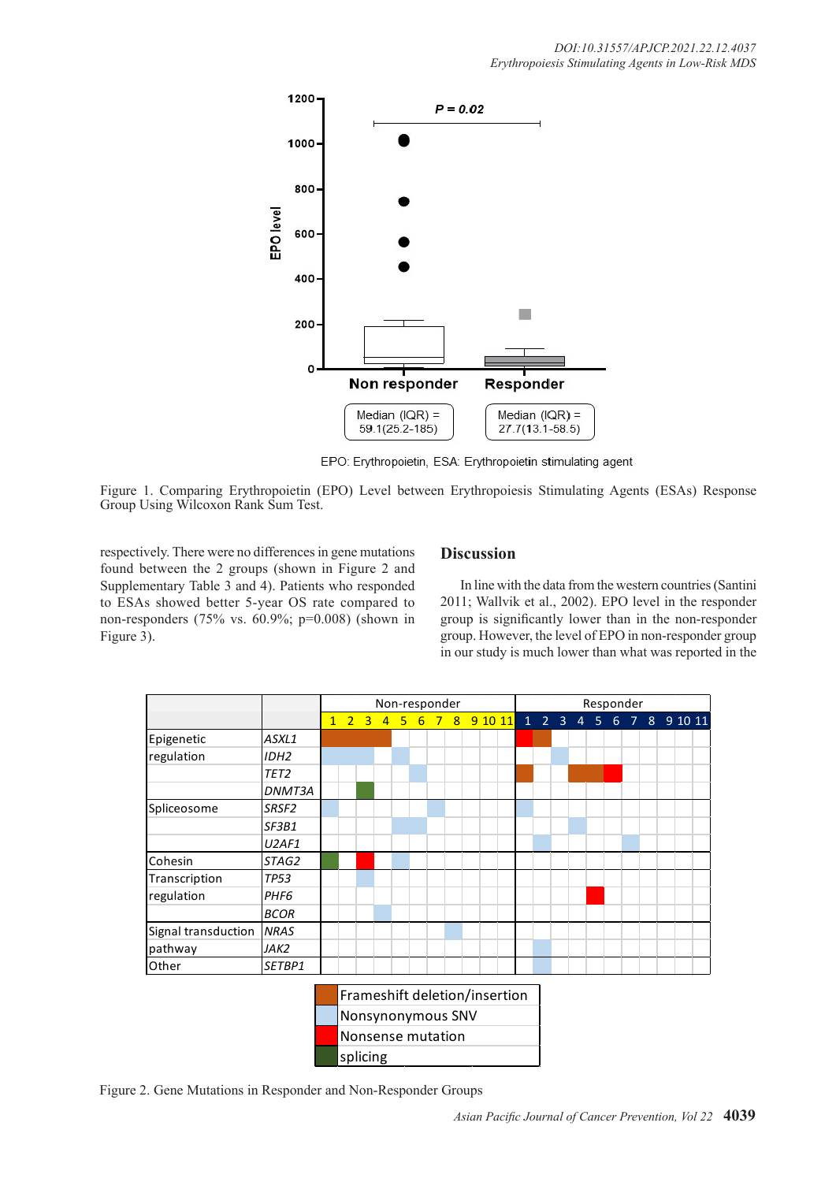P = 0.02

EPO level

Non responder: Median (IQR) = 59.1(25.2-185)

Responder: Median (IQR) = 27.7(13.1-58.5)

EPO: Erythropoietin, ESA: Erythropoietin stimulating agent

Figure 1. Comparing Erythropoietin (EPO) Level between Erythropoiesis Stimulating Agents (ESAs) Response Group Using Wilcoxon Rank Sum Test.

respectively. There were no differences in gene mutations found between the 2 groups (shown in Figure 2 and Supplementary Table 3 and 4). Patients who responded to ESAs showed better 5-year OS rate compared to non-responders (75% vs. 60.9%; p=0.008) (shown in Figure 3).

## Discussion

In line with the data from the western countries (Santini 2011; Wallvik et al., 2002). EPO level in the responder group is significantly lower than in the non-responder group. However, the level of EPO in non-responder group in our study is much lower than what was reported in the

| | | Non-responder | | | | | | | | | | | Responder | | | | | | | | | | |
|---|---|---|---|---|---|---|---|---|---|---|---|---|---|---|---|---|---|---|---|---|---|---|---|
| | | 1 | 2 | 3 | 4 | 5 | 6 | 7 | 8 | 9 | 10 | 11 | 1 | 2 | 3 | 4 | 5 | 6 | 7 | 8 | 9 | 10 | 11 |
| Epigenetic regulation | *ASXL1* | Frameshift | Frameshift | Frameshift | Frameshift | | | | | | | | Nonsense | Frameshift | | | | | | | | | |
| | *IDH2* | SNV | SNV | SNV | | SNV | | | | | | | | | SNV | | | | | | | | |
| | *TET2* | | | | | | SNV | | | | | | Frameshift | | | Frameshift | Frameshift | Nonsense | | | | | |
| | *DNMT3A* | | | Splicing | | | | | | | | | | | | | | | | | | | |
| Spliceosome | *SRSF2* | SNV | | | | | | SNV | | | | | SNV | | | | | | | | | | |
| | *SF3B1* | | | | | SNV | SNV | | | | | | | | | SNV | | | | | | | |
| | *U2AF1* | | | | | | | | | | | | | SNV | | | | | SNV | | | | |
| Cohesin | *STAG2* | Splicing | | Nonsense | | SNV | | | | | | | | | | | | | | | | | |
| Transcription regulation | *TP53* | | | SNV | | | | | | | | | | | | | | | | | | | |
| | *PHF6* | | | | | | | | | | | | | | | | Nonsense | | | | | | |
| | *BCOR* | | | | SNV | | | | | | | | | | | | | | | | | | |
| Signal transduction pathway | *NRAS* | | | | | | | | SNV | | | | | | | | | | | | | | |
| | *JAK2* | | | | | | | | | | | | | SNV | | | | | | | | | |
| Other | *SETBP1* | | | | | | | | | | | | | SNV | | | | | | | | | |

Frameshift = Frameshift deletion/insertion; SNV = Nonsynonymous SNV; Nonsense = Nonsense mutation; Splicing = splicing

Figure 2. Gene Mutations in Responder and Non-Responder Groups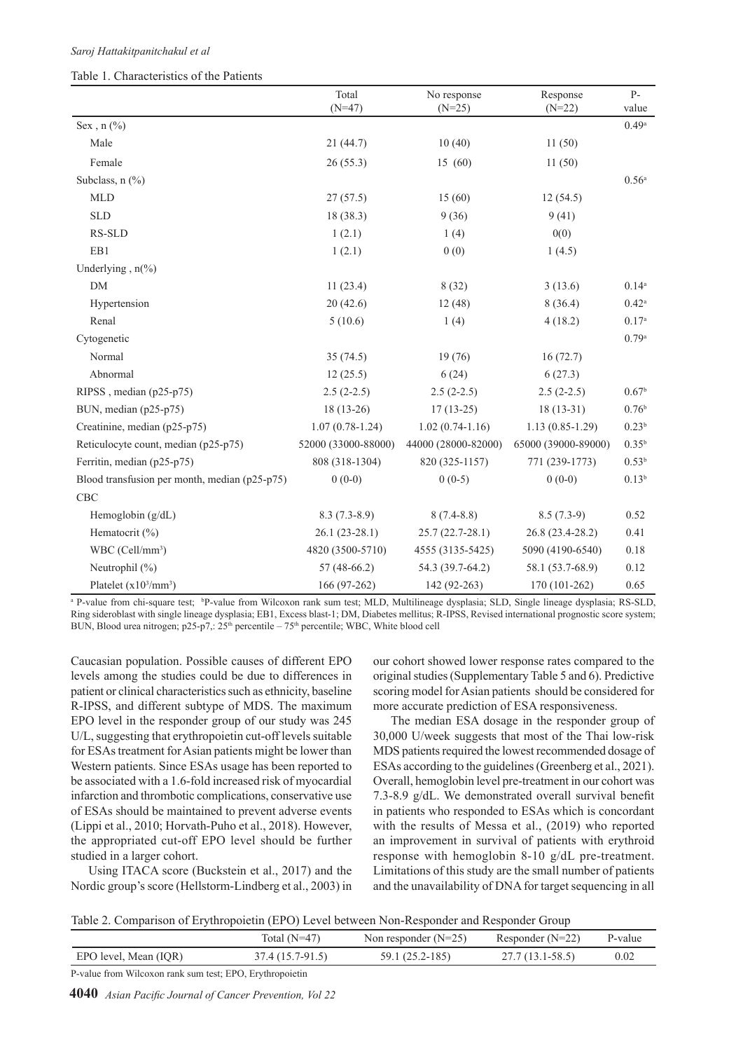Table 1. Characteristics of the Patients

| | Total (N=47) | No response (N=25) | Response (N=22) | P-value |
|---|---|---|---|---|
| Sex , n (%) | | | | 0.49[a] |
| Male | 21 (44.7) | 10 (40) | 11 (50) | |
| Female | 26 (55.3) | 15 (60) | 11 (50) | |
| Subclass, n (%) | | | | 0.56[a] |
| MLD | 27 (57.5) | 15 (60) | 12 (54.5) | |
| SLD | 18 (38.3) | 9 (36) | 9 (41) | |
| RS-SLD | 1 (2.1) | 1 (4) | 0(0) | |
| EB1 | 1 (2.1) | 0 (0) | 1 (4.5) | |
| Underlying , n(%) | | | | |
| DM | 11 (23.4) | 8 (32) | 3 (13.6) | 0.14[a] |
| Hypertension | 20 (42.6) | 12 (48) | 8 (36.4) | 0.42[a] |
| Renal | 5 (10.6) | 1 (4) | 4 (18.2) | 0.17[a] |
| Cytogenetic | | | | 0.79[a] |
| Normal | 35 (74.5) | 19 (76) | 16 (72.7) | |
| Abnormal | 12 (25.5) | 6 (24) | 6 (27.3) | |
| RIPSS , median (p25-p75) | 2.5 (2-2.5) | 2.5 (2-2.5) | 2.5 (2-2.5) | 0.67[b] |
| BUN, median (p25-p75) | 18 (13-26) | 17 (13-25) | 18 (13-31) | 0.76[b] |
| Creatinine, median (p25-p75) | 1.07 (0.78-1.24) | 1.02 (0.74-1.16) | 1.13 (0.85-1.29) | 0.23[b] |
| Reticulocyte count, median (p25-p75) | 52000 (33000-88000) | 44000 (28000-82000) | 65000 (39000-89000) | 0.35[b] |
| Ferritin, median (p25-p75) | 808 (318-1304) | 820 (325-1157) | 771 (239-1773) | 0.53[b] |
| Blood transfusion per month, median (p25-p75) | 0 (0-0) | 0 (0-5) | 0 (0-0) | 0.13[b] |
| CBC | | | | |
| Hemoglobin (g/dL) | 8.3 (7.3-8.9) | 8 (7.4-8.8) | 8.5 (7.3-9) | 0.52 |
| Hematocrit (%) | 26.1 (23-28.1) | 25.7 (22.7-28.1) | 26.8 (23.4-28.2) | 0.41 |
| WBC (Cell/$mm^3$) | 4820 (3500-5710) | 4555 (3135-5425) | 5090 (4190-6540) | 0.18 |
| Neutrophil (%) | 57 (48-66.2) | 54.3 (39.7-64.2) | 58.1 (53.7-68.9) | 0.12 |
| Platelet ($x10^3/mm^3$) | 166 (97-262) | 142 (92-263) | 170 (101-262) | 0.65 |

[a] P-value from chi-square test; [b]P-value from Wilcoxon rank sum test; MLD, Multilineage dysplasia; SLD, Single lineage dysplasia; RS-SLD, Ring sideroblast with single lineage dysplasia; EB1, Excess blast-1; DM, Diabetes mellitus; R-IPSS, Revised international prognostic score system; BUN, Blood urea nitrogen; p25-p7,: 25th percentile – 75th percentile; WBC, White blood cell

Caucasian population. Possible causes of different EPO levels among the studies could be due to differences in patient or clinical characteristics such as ethnicity, baseline R-IPSS, and different subtype of MDS. The maximum EPO level in the responder group of our study was 245 U/L, suggesting that erythropoietin cut-off levels suitable for ESAs treatment for Asian patients might be lower than Western patients. Since ESAs usage has been reported to be associated with a 1.6-fold increased risk of myocardial infarction and thrombotic complications, conservative use of ESAs should be maintained to prevent adverse events (Lippi et al., 2010; Horvath-Puho et al., 2018). However, the appropriated cut-off EPO level should be further studied in a larger cohort.

Using ITACA score (Buckstein et al., 2017) and the Nordic group's score (Hellstorm-Lindberg et al., 2003) in our cohort showed lower response rates compared to the original studies (Supplementary Table 5 and 6). Predictive scoring model for Asian patients should be considered for more accurate prediction of ESA responsiveness.

The median ESA dosage in the responder group of 30,000 U/week suggests that most of the Thai low-risk MDS patients required the lowest recommended dosage of ESAs according to the guidelines (Greenberg et al., 2021). Overall, hemoglobin level pre-treatment in our cohort was 7.3-8.9 g/dL. We demonstrated overall survival benefit in patients who responded to ESAs which is concordant with the results of Messa et al., (2019) who reported an improvement in survival of patients with erythroid response with hemoglobin 8-10 g/dL pre-treatment. Limitations of this study are the small number of patients and the unavailability of DNA for target sequencing in all

Table 2. Comparison of Erythropoietin (EPO) Level between Non-Responder and Responder Group

| | Total (N=47) | Non responder (N=25) | Responder (N=22) | P-value |
|---|---|---|---|---|
| EPO level, Mean (IQR) | 37.4 (15.7-91.5) | 59.1 (25.2-185) | 27.7 (13.1-58.5) | 0.02 |

P-value from Wilcoxon rank sum test; EPO, Erythropoietin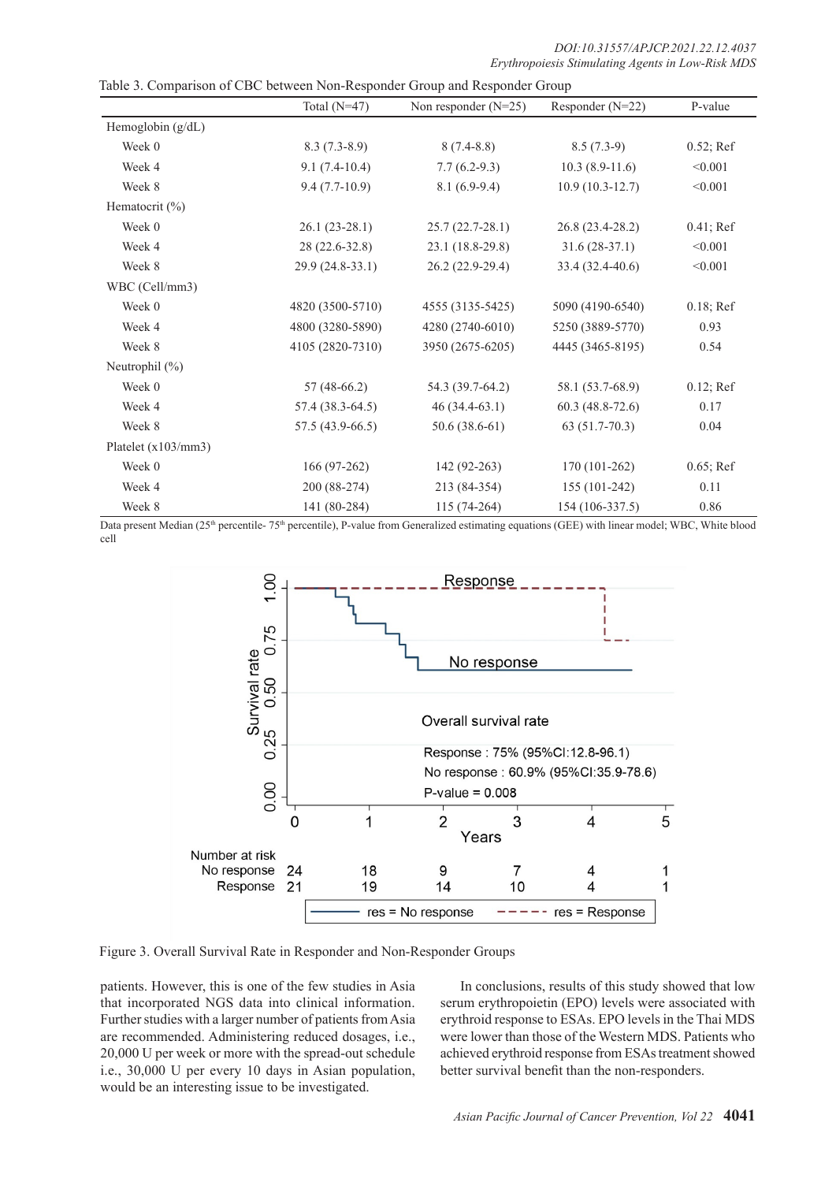Table 3. Comparison of CBC between Non-Responder Group and Responder Group

| | Total (N=47) | Non responder (N=25) | Responder (N=22) | P-value |
|---|---|---|---|---|
| Hemoglobin (g/dL) | | | | |
| Week 0 | 8.3 (7.3-8.9) | 8 (7.4-8.8) | 8.5 (7.3-9) | 0.52; Ref |
| Week 4 | 9.1 (7.4-10.4) | 7.7 (6.2-9.3) | 10.3 (8.9-11.6) | <0.001 |
| Week 8 | 9.4 (7.7-10.9) | 8.1 (6.9-9.4) | 10.9 (10.3-12.7) | <0.001 |
| Hematocrit (%) | | | | |
| Week 0 | 26.1 (23-28.1) | 25.7 (22.7-28.1) | 26.8 (23.4-28.2) | 0.41; Ref |
| Week 4 | 28 (22.6-32.8) | 23.1 (18.8-29.8) | 31.6 (28-37.1) | <0.001 |
| Week 8 | 29.9 (24.8-33.1) | 26.2 (22.9-29.4) | 33.4 (32.4-40.6) | <0.001 |
| WBC (Cell/mm3) | | | | |
| Week 0 | 4820 (3500-5710) | 4555 (3135-5425) | 5090 (4190-6540) | 0.18; Ref |
| Week 4 | 4800 (3280-5890) | 4280 (2740-6010) | 5250 (3889-5770) | 0.93 |
| Week 8 | 4105 (2820-7310) | 3950 (2675-6205) | 4445 (3465-8195) | 0.54 |
| Neutrophil (%) | | | | |
| Week 0 | 57 (48-66.2) | 54.3 (39.7-64.2) | 58.1 (53.7-68.9) | 0.12; Ref |
| Week 4 | 57.4 (38.3-64.5) | 46 (34.4-63.1) | 60.3 (48.8-72.6) | 0.17 |
| Week 8 | 57.5 (43.9-66.5) | 50.6 (38.6-61) | 63 (51.7-70.3) | 0.04 |
| Platelet (x103/mm3) | | | | |
| Week 0 | 166 (97-262) | 142 (92-263) | 170 (101-262) | 0.65; Ref |
| Week 4 | 200 (88-274) | 213 (84-354) | 155 (101-242) | 0.11 |
| Week 8 | 141 (80-284) | 115 (74-264) | 154 (106-337.5) | 0.86 |

Data present Median (25th percentile- 75th percentile), P-value from Generalized estimating equations (GEE) with linear model; WBC, White blood cell

Figure 3. Overall Survival Rate in Responder and Non-Responder Groups

patients. However, this is one of the few studies in Asia that incorporated NGS data into clinical information. Further studies with a larger number of patients from Asia are recommended. Administering reduced dosages, i.e., 20,000 U per week or more with the spread-out schedule i.e., 30,000 U per every 10 days in Asian population, would be an interesting issue to be investigated.

In conclusions, results of this study showed that low serum erythropoietin (EPO) levels were associated with erythroid response to ESAs. EPO levels in the Thai MDS were lower than those of the Western MDS. Patients who achieved erythroid response from ESAs treatment showed better survival benefit than the non-responders.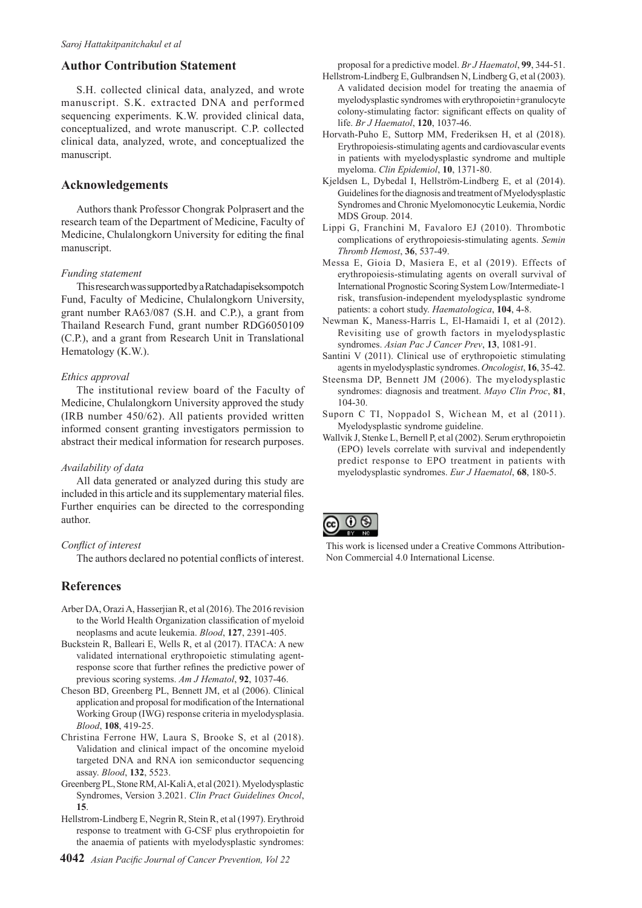## Author Contribution Statement

S.H. collected clinical data, analyzed, and wrote manuscript. S.K. extracted DNA and performed sequencing experiments. K.W. provided clinical data, conceptualized, and wrote manuscript. C.P. collected clinical data, analyzed, wrote, and conceptualized the manuscript.

## Acknowledgements

Authors thank Professor Chongrak Polprasert and the research team of the Department of Medicine, Faculty of Medicine, Chulalongkorn University for editing the final manuscript.

*Funding statement*

This research was supported by a Ratchadapiseksompotch Fund, Faculty of Medicine, Chulalongkorn University, grant number RA63/087 (S.H. and C.P.), a grant from Thailand Research Fund, grant number RDG6050109 (C.P.), and a grant from Research Unit in Translational Hematology (K.W.).

*Ethics approval*

The institutional review board of the Faculty of Medicine, Chulalongkorn University approved the study (IRB number 450/62). All patients provided written informed consent granting investigators permission to abstract their medical information for research purposes.

*Availability of data*

All data generated or analyzed during this study are included in this article and its supplementary material files. Further enquiries can be directed to the corresponding author.

*Conflict of interest*

The authors declared no potential conflicts of interest.

## References

Arber DA, Orazi A, Hasserjian R, et al (2016). The 2016 revision to the World Health Organization classification of myeloid neoplasms and acute leukemia. *Blood*, **127**, 2391-405.

Buckstein R, Balleari E, Wells R, et al (2017). ITACA: A new validated international erythropoietic stimulating agent-response score that further refines the predictive power of previous scoring systems. *Am J Hematol*, **92**, 1037-46.

Cheson BD, Greenberg PL, Bennett JM, et al (2006). Clinical application and proposal for modification of the International Working Group (IWG) response criteria in myelodysplasia. *Blood*, **108**, 419-25.

Christina Ferrone HW, Laura S, Brooke S, et al (2018). Validation and clinical impact of the oncomine myeloid targeted DNA and RNA ion semiconductor sequencing assay. *Blood*, **132**, 5523.

Greenberg PL, Stone RM, Al-Kali A, et al (2021). Myelodysplastic Syndromes, Version 3.2021. *Clin Pract Guidelines Oncol*, **15**.

Hellstrom-Lindberg E, Negrin R, Stein R, et al (1997). Erythroid response to treatment with G-CSF plus erythropoietin for the anaemia of patients with myelodysplastic syndromes: proposal for a predictive model. *Br J Haematol*, **99**, 344-51.

Hellstrom-Lindberg E, Gulbrandsen N, Lindberg G, et al (2003). A validated decision model for treating the anaemia of myelodysplastic syndromes with erythropoietin+granulocyte colony-stimulating factor: significant effects on quality of life. *Br J Haematol*, **120**, 1037-46.

Horvath-Puho E, Suttorp MM, Frederiksen H, et al (2018). Erythropoiesis-stimulating agents and cardiovascular events in patients with myelodysplastic syndrome and multiple myeloma. *Clin Epidemiol*, **10**, 1371-80.

Kjeldsen L, Dybedal I, Hellström-Lindberg E, et al (2014). Guidelines for the diagnosis and treatment of Myelodysplastic Syndromes and Chronic Myelomonocytic Leukemia, Nordic MDS Group. 2014.

Lippi G, Franchini M, Favaloro EJ (2010). Thrombotic complications of erythropoiesis-stimulating agents. *Semin Thromb Hemost*, **36**, 537-49.

Messa E, Gioia D, Masiera E, et al (2019). Effects of erythropoiesis-stimulating agents on overall survival of International Prognostic Scoring System Low/Intermediate-1 risk, transfusion-independent myelodysplastic syndrome patients: a cohort study. *Haematologica*, **104**, 4-8.

Newman K, Maness-Harris L, El-Hamaidi I, et al (2012). Revisiting use of growth factors in myelodysplastic syndromes. *Asian Pac J Cancer Prev*, **13**, 1081-91.

Santini V (2011). Clinical use of erythropoietic stimulating agents in myelodysplastic syndromes. *Oncologist*, **16**, 35-42.

Steensma DP, Bennett JM (2006). The myelodysplastic syndromes: diagnosis and treatment. *Mayo Clin Proc*, **81**, 104-30.

Suporn C TI, Noppadol S, Wichean M, et al (2011). Myelodysplastic syndrome guideline.

Wallvik J, Stenke L, Bernell P, et al (2002). Serum erythropoietin (EPO) levels correlate with survival and independently predict response to EPO treatment in patients with myelodysplastic syndromes. *Eur J Haematol*, **68**, 180-5.

This work is licensed under a Creative Commons Attribution-Non Commercial 4.0 International License.